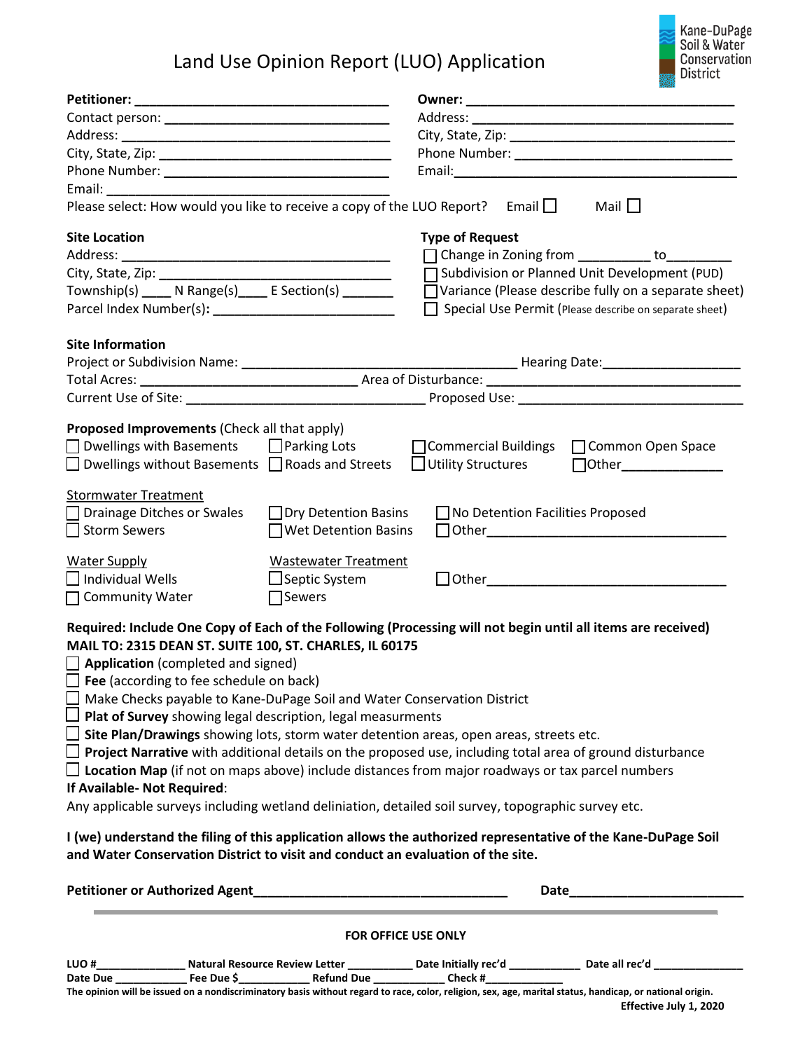# Land Use Opinion Report (LUO) Application

Kane-DuPage Soil & Water Conservation District

**Petitioner:** ___________________________________
Contact person: ______________________________
Address: ____________________________________
City, State, Zip: ______________________________
Phone Number: ______________________________
Email: ______________________________________

**Owner:** ___________________________________
Address: ____________________________________
City, State, Zip: ______________________________
Phone Number: ______________________________
Email: ______________________________________

Please select: How would you like to receive a copy of the LUO Report? Email ☐ Mail ☐

**Site Location**
Address: ____________________________________
City, State, Zip: ______________________________
Township(s) ____ N Range(s)____ E Section(s) _______
Parcel Index Number(s)**:** ________________________

**Type of Request**
☐ Change in Zoning from __________ to_________
☐ Subdivision or Planned Unit Development (PUD)
☐ Variance (Please describe fully on a separate sheet)
☐ Special Use Permit (Please describe on separate sheet)

**Site Information**
Project or Subdivision Name: ____________________________________ Hearing Date:__________________
Total Acres: _____________________________ Area of Disturbance: __________________________________
Current Use of Site: ________________________________ Proposed Use: ______________________________

**Proposed Improvements** (Check all that apply)
☐ Dwellings with Basements ☐ Parking Lots ☐ Commercial Buildings ☐ Common Open Space
☐ Dwellings without Basements ☐ Roads and Streets ☐ Utility Structures ☐ Other______________

Stormwater Treatment
☐ Drainage Ditches or Swales ☐ Dry Detention Basins ☐ No Detention Facilities Proposed
☐ Storm Sewers ☐ Wet Detention Basins ☐ Other_________________________________

Water Supply
☐ Individual Wells
☐ Community Water

Wastewater Treatment
☐ Septic System
☐ Sewers
☐ Other_________________________________

**Required: Include One Copy of Each of the Following (Processing will not begin until all items are received)**
**MAIL TO: 2315 DEAN ST. SUITE 100, ST. CHARLES, IL 60175**

☐ **Application** (completed and signed)
☐ **Fee** (according to fee schedule on back)
☐ Make Checks payable to Kane-DuPage Soil and Water Conservation District
☐ **Plat of Survey** showing legal description, legal measurments
☐ **Site Plan/Drawings** showing lots, storm water detention areas, open areas, streets etc.
☐ **Project Narrative** with additional details on the proposed use, including total area of ground disturbance
☐ **Location Map** (if not on maps above) include distances from major roadways or tax parcel numbers

**If Available- Not Required**:
Any applicable surveys including wetland deliniation, detailed soil survey, topographic survey etc.

**I (we) understand the filing of this application allows the authorized representative of the Kane-DuPage Soil and Water Conservation District to visit and conduct an evaluation of the site.**

**Petitioner or Authorized Agent**___________________________________ **Date**________________________

---

**FOR OFFICE USE ONLY**

**LUO #**______________ **Natural Resource Review Letter** __________ **Date Initially rec'd** ___________ **Date all rec'd** ______________
**Date Due** ___________ **Fee Due $**___________ **Refund Due** ___________ **Check #**_____________

**The opinion will be issued on a nondiscriminatory basis without regard to race, color, religion, sex, age, marital status, handicap, or national origin.**

**Effective July 1, 2020**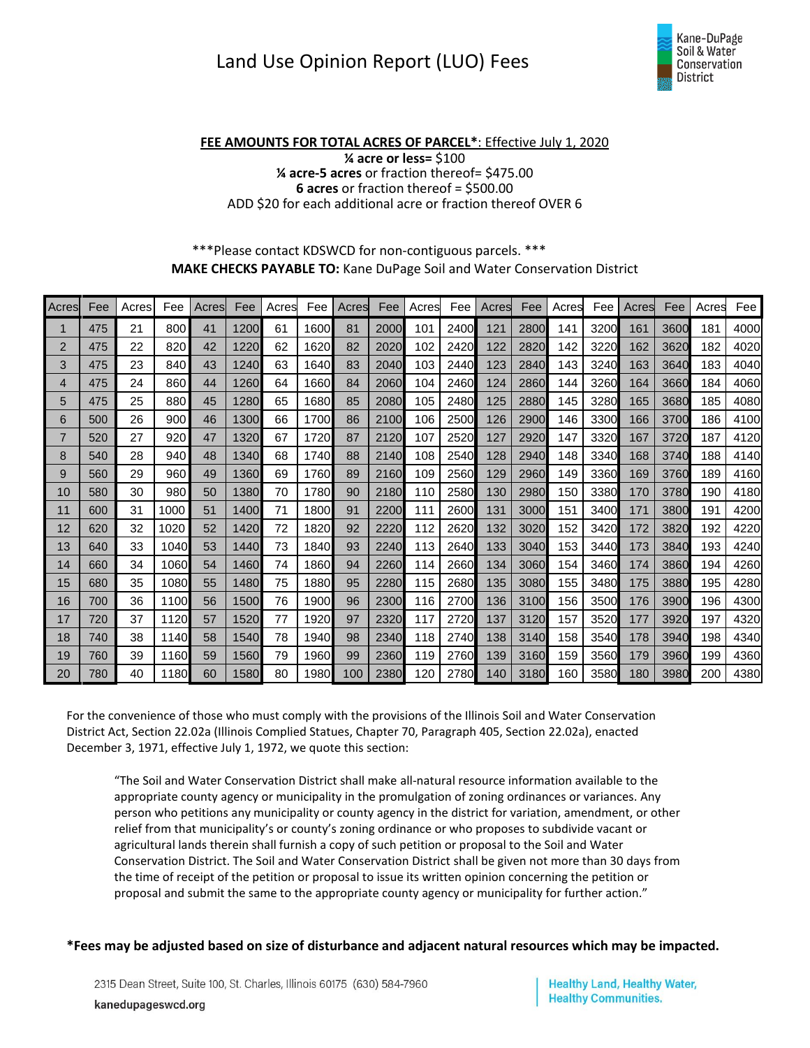# Land Use Opinion Report (LUO) Fees

Kane-DuPage Soil & Water Conservation District

**FEE AMOUNTS FOR TOTAL ACRES OF PARCEL***: Effective July 1, 2020

**¼ acre or less=** $100

**¼ acre-5 acres** or fraction thereof= $475.00

**6 acres** or fraction thereof = $500.00

ADD $20 for each additional acre or fraction thereof OVER 6

***Please contact KDSWCD for non-contiguous parcels. ***

**MAKE CHECKS PAYABLE TO:** Kane DuPage Soil and Water Conservation District

| Acres | Fee | Acres | Fee | Acres | Fee | Acres | Fee | Acres | Fee | Acres | Fee | Acres | Fee | Acres | Fee | Acres | Fee | Acres | Fee |
|---|---|---|---|---|---|---|---|---|---|---|---|---|---|---|---|---|---|---|---|
| 1 | 475 | 21 | 800 | 41 | 1200 | 61 | 1600 | 81 | 2000 | 101 | 2400 | 121 | 2800 | 141 | 3200 | 161 | 3600 | 181 | 4000 |
| 2 | 475 | 22 | 820 | 42 | 1220 | 62 | 1620 | 82 | 2020 | 102 | 2420 | 122 | 2820 | 142 | 3220 | 162 | 3620 | 182 | 4020 |
| 3 | 475 | 23 | 840 | 43 | 1240 | 63 | 1640 | 83 | 2040 | 103 | 2440 | 123 | 2840 | 143 | 3240 | 163 | 3640 | 183 | 4040 |
| 4 | 475 | 24 | 860 | 44 | 1260 | 64 | 1660 | 84 | 2060 | 104 | 2460 | 124 | 2860 | 144 | 3260 | 164 | 3660 | 184 | 4060 |
| 5 | 475 | 25 | 880 | 45 | 1280 | 65 | 1680 | 85 | 2080 | 105 | 2480 | 125 | 2880 | 145 | 3280 | 165 | 3680 | 185 | 4080 |
| 6 | 500 | 26 | 900 | 46 | 1300 | 66 | 1700 | 86 | 2100 | 106 | 2500 | 126 | 2900 | 146 | 3300 | 166 | 3700 | 186 | 4100 |
| 7 | 520 | 27 | 920 | 47 | 1320 | 67 | 1720 | 87 | 2120 | 107 | 2520 | 127 | 2920 | 147 | 3320 | 167 | 3720 | 187 | 4120 |
| 8 | 540 | 28 | 940 | 48 | 1340 | 68 | 1740 | 88 | 2140 | 108 | 2540 | 128 | 2940 | 148 | 3340 | 168 | 3740 | 188 | 4140 |
| 9 | 560 | 29 | 960 | 49 | 1360 | 69 | 1760 | 89 | 2160 | 109 | 2560 | 129 | 2960 | 149 | 3360 | 169 | 3760 | 189 | 4160 |
| 10 | 580 | 30 | 980 | 50 | 1380 | 70 | 1780 | 90 | 2180 | 110 | 2580 | 130 | 2980 | 150 | 3380 | 170 | 3780 | 190 | 4180 |
| 11 | 600 | 31 | 1000 | 51 | 1400 | 71 | 1800 | 91 | 2200 | 111 | 2600 | 131 | 3000 | 151 | 3400 | 171 | 3800 | 191 | 4200 |
| 12 | 620 | 32 | 1020 | 52 | 1420 | 72 | 1820 | 92 | 2220 | 112 | 2620 | 132 | 3020 | 152 | 3420 | 172 | 3820 | 192 | 4220 |
| 13 | 640 | 33 | 1040 | 53 | 1440 | 73 | 1840 | 93 | 2240 | 113 | 2640 | 133 | 3040 | 153 | 3440 | 173 | 3840 | 193 | 4240 |
| 14 | 660 | 34 | 1060 | 54 | 1460 | 74 | 1860 | 94 | 2260 | 114 | 2660 | 134 | 3060 | 154 | 3460 | 174 | 3860 | 194 | 4260 |
| 15 | 680 | 35 | 1080 | 55 | 1480 | 75 | 1880 | 95 | 2280 | 115 | 2680 | 135 | 3080 | 155 | 3480 | 175 | 3880 | 195 | 4280 |
| 16 | 700 | 36 | 1100 | 56 | 1500 | 76 | 1900 | 96 | 2300 | 116 | 2700 | 136 | 3100 | 156 | 3500 | 176 | 3900 | 196 | 4300 |
| 17 | 720 | 37 | 1120 | 57 | 1520 | 77 | 1920 | 97 | 2320 | 117 | 2720 | 137 | 3120 | 157 | 3520 | 177 | 3920 | 197 | 4320 |
| 18 | 740 | 38 | 1140 | 58 | 1540 | 78 | 1940 | 98 | 2340 | 118 | 2740 | 138 | 3140 | 158 | 3540 | 178 | 3940 | 198 | 4340 |
| 19 | 760 | 39 | 1160 | 59 | 1560 | 79 | 1960 | 99 | 2360 | 119 | 2760 | 139 | 3160 | 159 | 3560 | 179 | 3960 | 199 | 4360 |
| 20 | 780 | 40 | 1180 | 60 | 1580 | 80 | 1980 | 100 | 2380 | 120 | 2780 | 140 | 3180 | 160 | 3580 | 180 | 3980 | 200 | 4380 |

For the convenience of those who must comply with the provisions of the Illinois Soil and Water Conservation District Act, Section 22.02a (Illinois Complied Statues, Chapter 70, Paragraph 405, Section 22.02a), enacted December 3, 1971, effective July 1, 1972, we quote this section:

> "The Soil and Water Conservation District shall make all-natural resource information available to the appropriate county agency or municipality in the promulgation of zoning ordinances or variances. Any person who petitions any municipality or county agency in the district for variation, amendment, or other relief from that municipality's or county's zoning ordinance or who proposes to subdivide vacant or agricultural lands therein shall furnish a copy of such petition or proposal to the Soil and Water Conservation District. The Soil and Water Conservation District shall be given not more than 30 days from the time of receipt of the petition or proposal to issue its written opinion concerning the petition or proposal and submit the same to the appropriate county agency or municipality for further action."

***Fees may be adjusted based on size of disturbance and adjacent natural resources which may be impacted.**

2315 Dean Street, Suite 100, St. Charles, Illinois 60175 (630) 584-7960

kanedupageswcd.org

Healthy Land, Healthy Water, Healthy Communities.